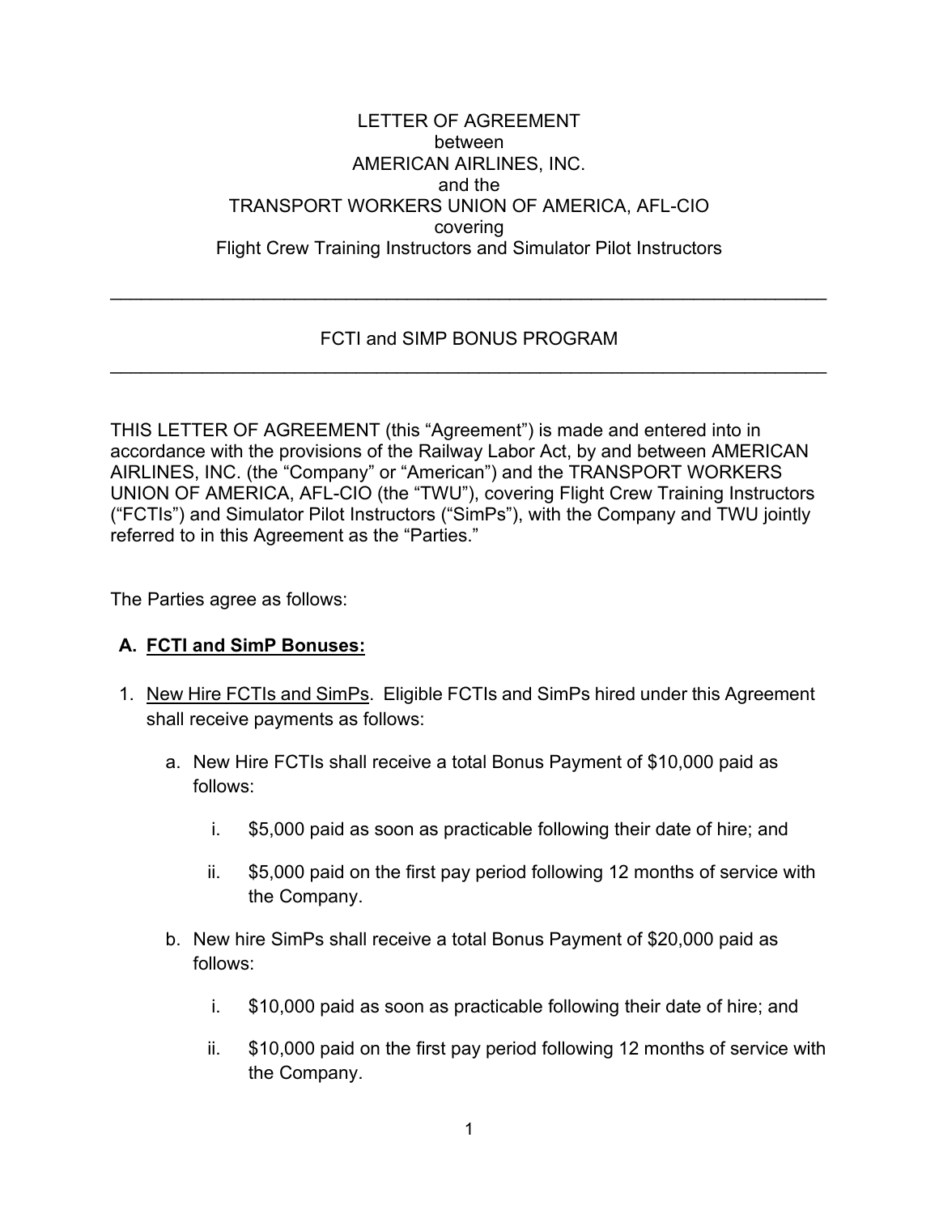LETTER OF AGREEMENT
between
AMERICAN AIRLINES, INC.
and the
TRANSPORT WORKERS UNION OF AMERICA, AFL-CIO
covering
Flight Crew Training Instructors and Simulator Pilot Instructors

---

## FCTI and SIMP BONUS PROGRAM

---

THIS LETTER OF AGREEMENT (this "Agreement") is made and entered into in accordance with the provisions of the Railway Labor Act, by and between AMERICAN AIRLINES, INC. (the "Company" or "American") and the TRANSPORT WORKERS UNION OF AMERICA, AFL-CIO (the "TWU"), covering Flight Crew Training Instructors ("FCTIs") and Simulator Pilot Instructors ("SimPs"), with the Company and TWU jointly referred to in this Agreement as the "Parties."

The Parties agree as follows:

**A. <u>FCTI and SimP Bonuses:</u>**

1. <u>New Hire FCTIs and SimPs</u>. Eligible FCTIs and SimPs hired under this Agreement shall receive payments as follows:

   a. New Hire FCTIs shall receive a total Bonus Payment of $10,000 paid as follows:

      i. $5,000 paid as soon as practicable following their date of hire; and

      ii. $5,000 paid on the first pay period following 12 months of service with the Company.

   b. New hire SimPs shall receive a total Bonus Payment of $20,000 paid as follows:

      i. $10,000 paid as soon as practicable following their date of hire; and

      ii. $10,000 paid on the first pay period following 12 months of service with the Company.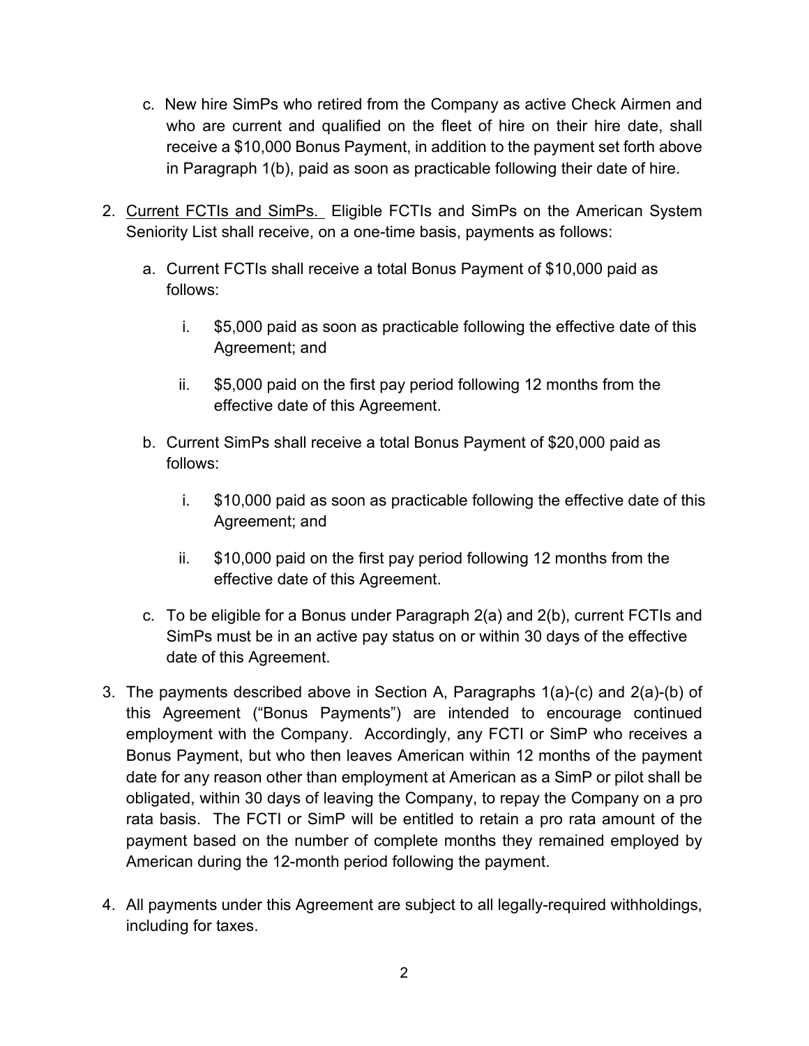c. New hire SimPs who retired from the Company as active Check Airmen and who are current and qualified on the fleet of hire on their hire date, shall receive a $10,000 Bonus Payment, in addition to the payment set forth above in Paragraph 1(b), paid as soon as practicable following their date of hire.

2. <u>Current FCTIs and SimPs.</u> Eligible FCTIs and SimPs on the American System Seniority List shall receive, on a one-time basis, payments as follows:

   a. Current FCTIs shall receive a total Bonus Payment of $10,000 paid as follows:

      i. $5,000 paid as soon as practicable following the effective date of this Agreement; and

      ii. $5,000 paid on the first pay period following 12 months from the effective date of this Agreement.

   b. Current SimPs shall receive a total Bonus Payment of $20,000 paid as follows:

      i. $10,000 paid as soon as practicable following the effective date of this Agreement; and

      ii. $10,000 paid on the first pay period following 12 months from the effective date of this Agreement.

   c. To be eligible for a Bonus under Paragraph 2(a) and 2(b), current FCTIs and SimPs must be in an active pay status on or within 30 days of the effective date of this Agreement.

3. The payments described above in Section A, Paragraphs 1(a)-(c) and 2(a)-(b) of this Agreement ("Bonus Payments") are intended to encourage continued employment with the Company. Accordingly, any FCTI or SimP who receives a Bonus Payment, but who then leaves American within 12 months of the payment date for any reason other than employment at American as a SimP or pilot shall be obligated, within 30 days of leaving the Company, to repay the Company on a pro rata basis. The FCTI or SimP will be entitled to retain a pro rata amount of the payment based on the number of complete months they remained employed by American during the 12-month period following the payment.

4. All payments under this Agreement are subject to all legally-required withholdings, including for taxes.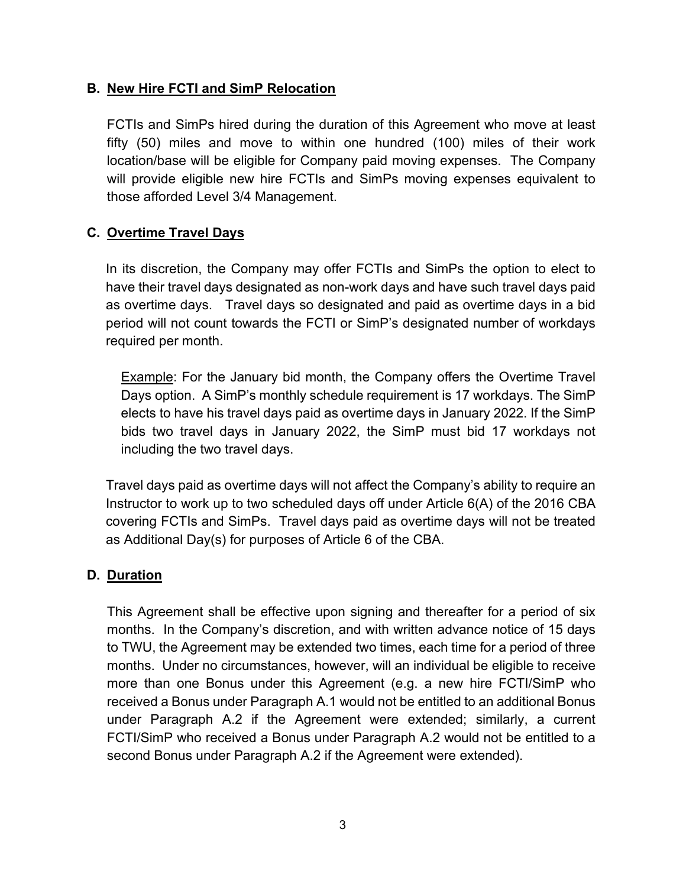## B. New Hire FCTI and SimP Relocation

FCTIs and SimPs hired during the duration of this Agreement who move at least fifty (50) miles and move to within one hundred (100) miles of their work location/base will be eligible for Company paid moving expenses. The Company will provide eligible new hire FCTIs and SimPs moving expenses equivalent to those afforded Level 3/4 Management.

## C. Overtime Travel Days

In its discretion, the Company may offer FCTIs and SimPs the option to elect to have their travel days designated as non-work days and have such travel days paid as overtime days. Travel days so designated and paid as overtime days in a bid period will not count towards the FCTI or SimP's designated number of workdays required per month.

> Example: For the January bid month, the Company offers the Overtime Travel Days option. A SimP's monthly schedule requirement is 17 workdays. The SimP elects to have his travel days paid as overtime days in January 2022. If the SimP bids two travel days in January 2022, the SimP must bid 17 workdays not including the two travel days.

Travel days paid as overtime days will not affect the Company's ability to require an Instructor to work up to two scheduled days off under Article 6(A) of the 2016 CBA covering FCTIs and SimPs. Travel days paid as overtime days will not be treated as Additional Day(s) for purposes of Article 6 of the CBA.

## D. Duration

This Agreement shall be effective upon signing and thereafter for a period of six months. In the Company's discretion, and with written advance notice of 15 days to TWU, the Agreement may be extended two times, each time for a period of three months. Under no circumstances, however, will an individual be eligible to receive more than one Bonus under this Agreement (e.g. a new hire FCTI/SimP who received a Bonus under Paragraph A.1 would not be entitled to an additional Bonus under Paragraph A.2 if the Agreement were extended; similarly, a current FCTI/SimP who received a Bonus under Paragraph A.2 would not be entitled to a second Bonus under Paragraph A.2 if the Agreement were extended).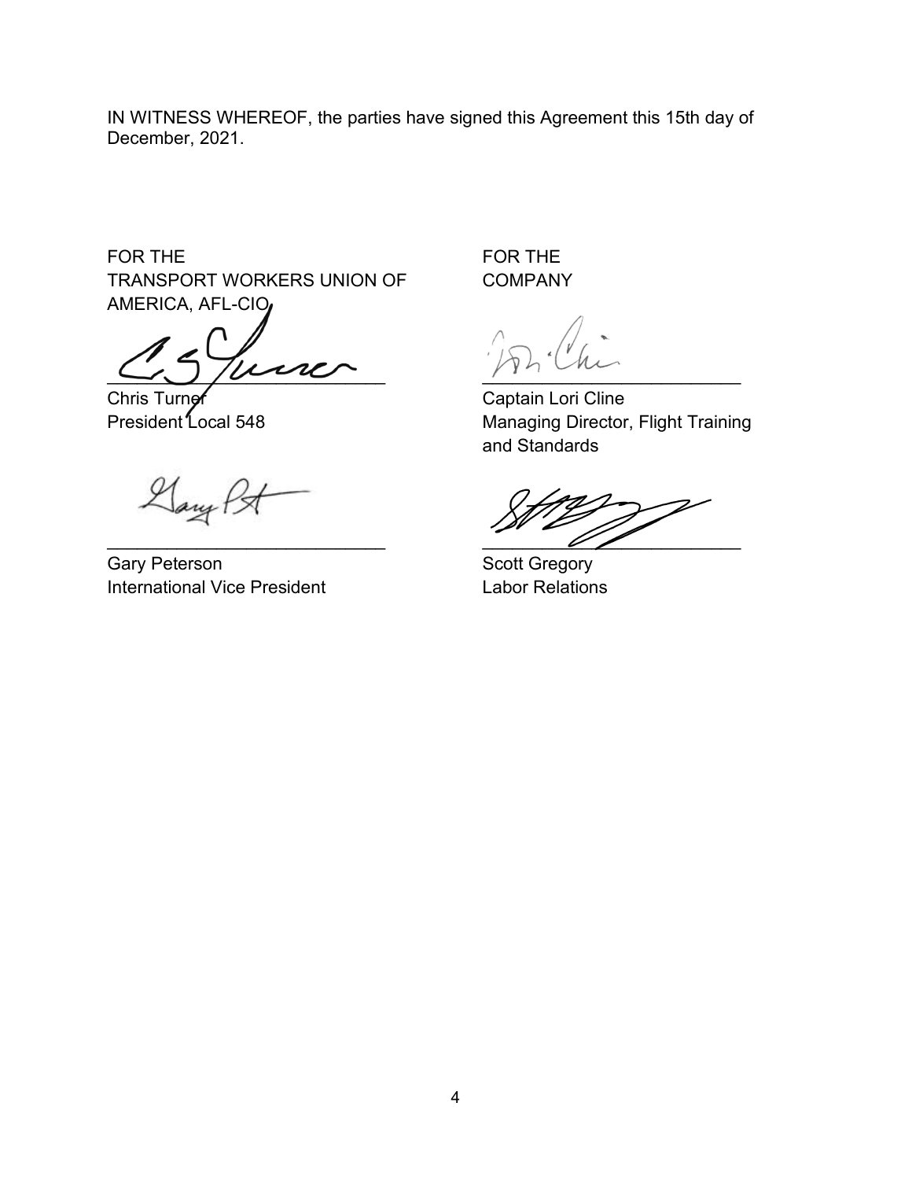IN WITNESS WHEREOF, the parties have signed this Agreement this 15th day of December, 2021.

| | |
|---|---|
| FOR THE<br>TRANSPORT WORKERS UNION OF AMERICA, AFL-CIO | FOR THE<br>COMPANY |
| ___________________________<br>Chris Turner<br>President Local 548 | ___________________________<br>Captain Lori Cline<br>Managing Director, Flight Training and Standards |
| ___________________________<br>Gary Peterson<br>International Vice President | ___________________________<br>Scott Gregory<br>Labor Relations |